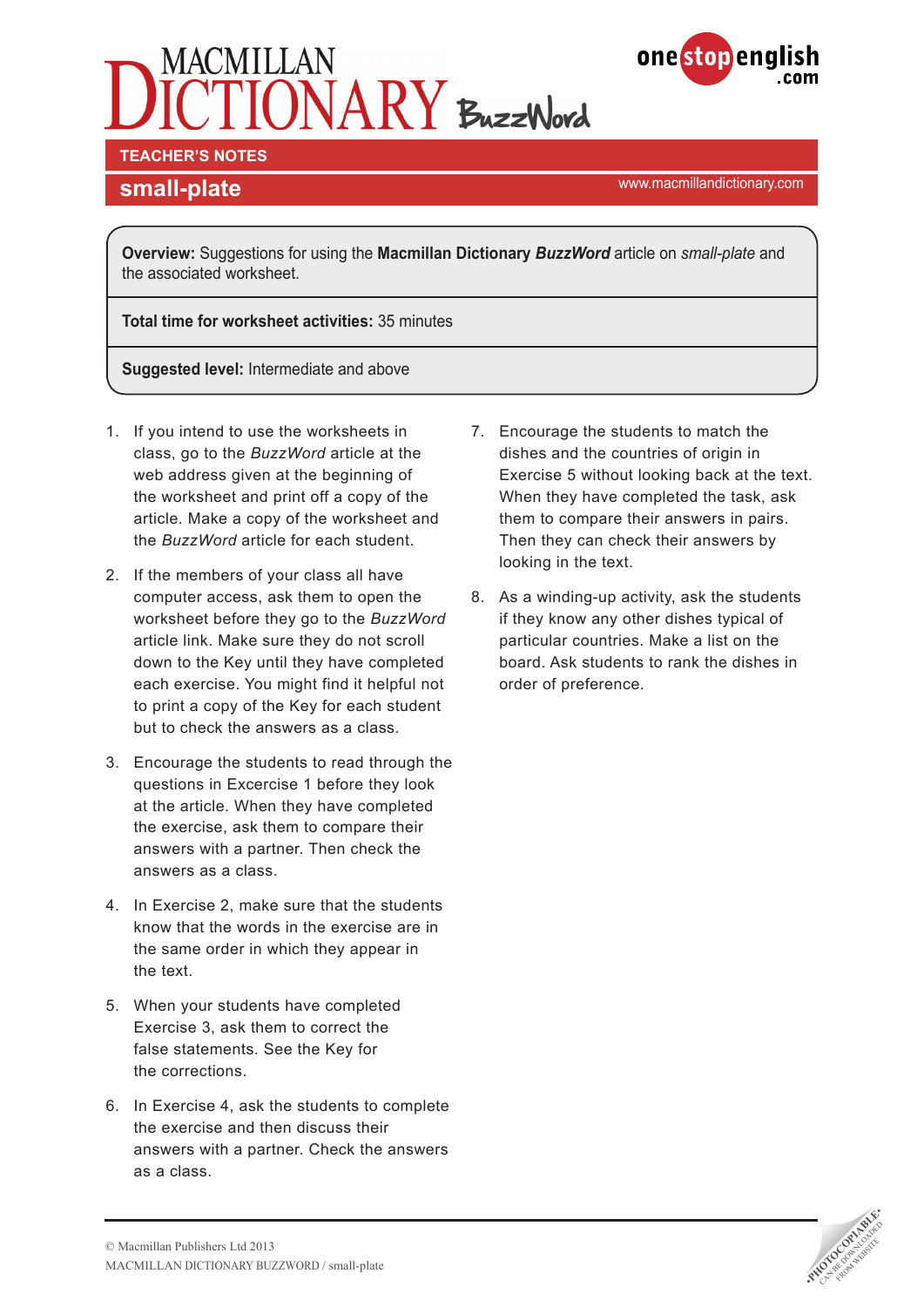# MACMILLAN DICTIONARY BuzzWord

**TEACHER'S NOTES**

## small-plate

www.macmillandictionary.com

**Overview:** Suggestions for using the **Macmillan Dictionary *BuzzWord*** article on *small-plate* and the associated worksheet.

**Total time for worksheet activities:** 35 minutes

**Suggested level:** Intermediate and above

1. If you intend to use the worksheets in class, go to the *BuzzWord* article at the web address given at the beginning of the worksheet and print off a copy of the article. Make a copy of the worksheet and the *BuzzWord* article for each student.

2. If the members of your class all have computer access, ask them to open the worksheet before they go to the *BuzzWord* article link. Make sure they do not scroll down to the Key until they have completed each exercise. You might find it helpful not to print a copy of the Key for each student but to check the answers as a class.

3. Encourage the students to read through the questions in Excercise 1 before they look at the article. When they have completed the exercise, ask them to compare their answers with a partner. Then check the answers as a class.

4. In Exercise 2, make sure that the students know that the words in the exercise are in the same order in which they appear in the text.

5. When your students have completed Exercise 3, ask them to correct the false statements. See the Key for the corrections.

6. In Exercise 4, ask the students to complete the exercise and then discuss their answers with a partner. Check the answers as a class.

7. Encourage the students to match the dishes and the countries of origin in Exercise 5 without looking back at the text. When they have completed the task, ask them to compare their answers in pairs. Then they can check their answers by looking in the text.

8. As a winding-up activity, ask the students if they know any other dishes typical of particular countries. Make a list on the board. Ask students to rank the dishes in order of preference.

© Macmillan Publishers Ltd 2013
MACMILLAN DICTIONARY BUZZWORD / small-plate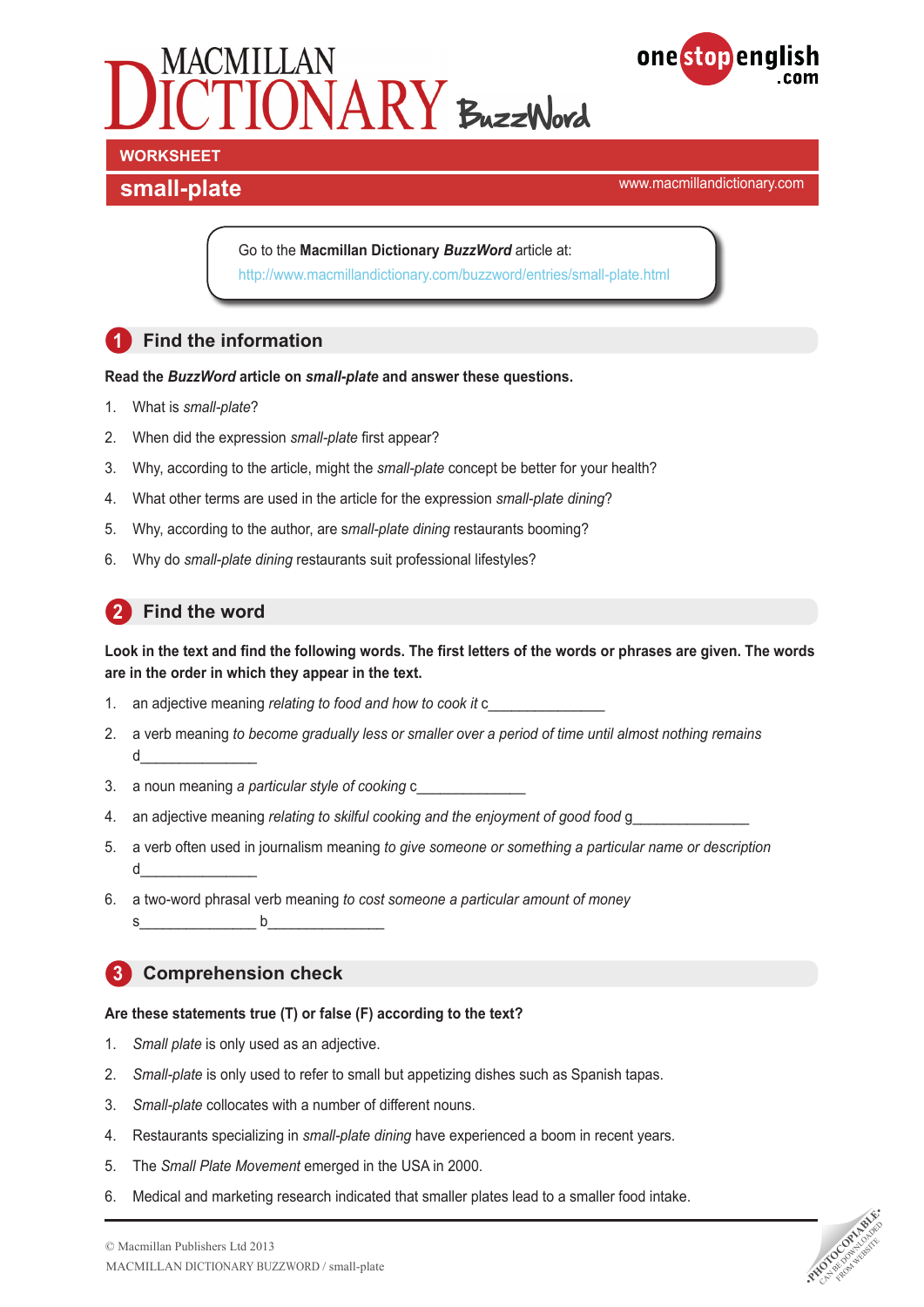# MACMILLAN DICTIONARY BuzzWord

**WORKSHEET**

## small-plate

www.macmillandictionary.com

Go to the **Macmillan Dictionary *BuzzWord*** article at:
http://www.macmillandictionary.com/buzzword/entries/small-plate.html

## 1 Find the information

**Read the *BuzzWord* article on *small-plate* and answer these questions.**

1. What is *small-plate*?
2. When did the expression *small-plate* first appear?
3. Why, according to the article, might the *small-plate* concept be better for your health?
4. What other terms are used in the article for the expression *small-plate dining*?
5. Why, according to the author, are *small-plate dining* restaurants booming?
6. Why do *small-plate dining* restaurants suit professional lifestyles?

## 2 Find the word

**Look in the text and find the following words. The first letters of the words or phrases are given. The words are in the order in which they appear in the text.**

1. an adjective meaning *relating to food and how to cook it* c______________
2. a verb meaning *to become gradually less or smaller over a period of time until almost nothing remains* d______________
3. a noun meaning *a particular style of cooking* c______________
4. an adjective meaning *relating to skilful cooking and the enjoyment of good food* g______________
5. a verb often used in journalism meaning *to give someone or something a particular name or description* d______________
6. a two-word phrasal verb meaning *to cost someone a particular amount of money* s______________ b______________

## 3 Comprehension check

**Are these statements true (T) or false (F) according to the text?**

1. *Small plate* is only used as an adjective.
2. *Small-plate* is only used to refer to small but appetizing dishes such as Spanish tapas.
3. *Small-plate* collocates with a number of different nouns.
4. Restaurants specializing in *small-plate dining* have experienced a boom in recent years.
5. The *Small Plate Movement* emerged in the USA in 2000.
6. Medical and marketing research indicated that smaller plates lead to a smaller food intake.

© Macmillan Publishers Ltd 2013
MACMILLAN DICTIONARY BUZZWORD / small-plate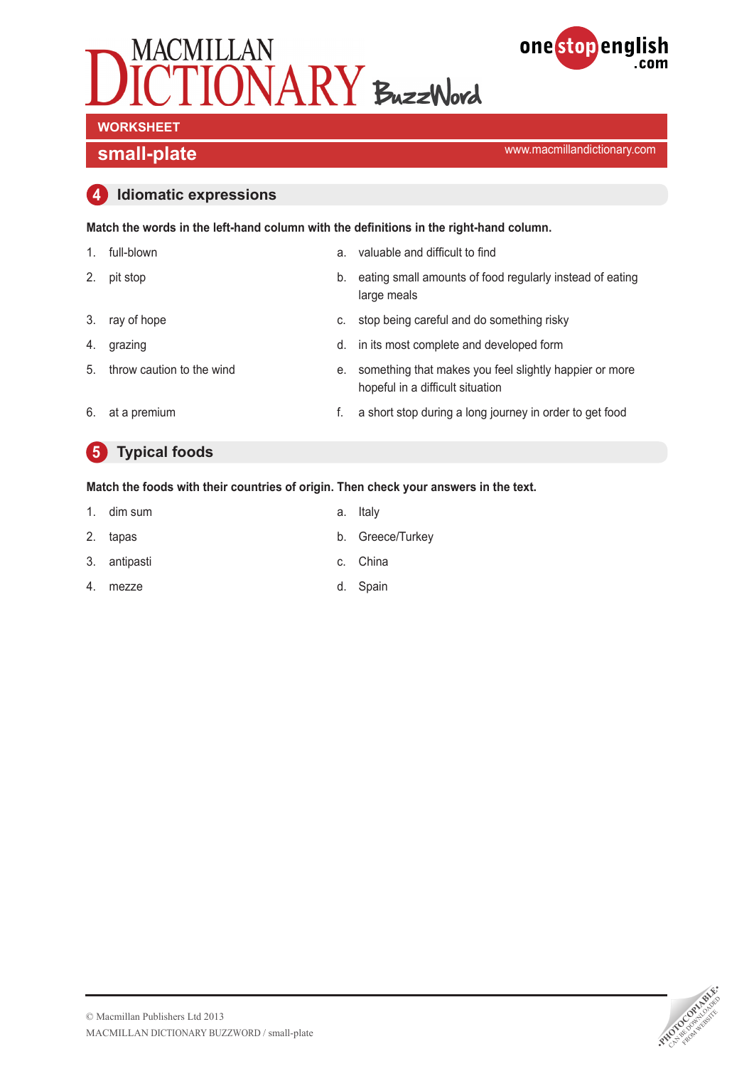## WORKSHEET

## small-plate

www.macmillandictionary.com

### 4 Idiomatic expressions

**Match the words in the left-hand column with the definitions in the right-hand column.**

1. full-blown
2. pit stop
3. ray of hope
4. grazing
5. throw caution to the wind
6. at a premium

a. valuable and difficult to find
b. eating small amounts of food regularly instead of eating large meals
c. stop being careful and do something risky
d. in its most complete and developed form
e. something that makes you feel slightly happier or more hopeful in a difficult situation
f. a short stop during a long journey in order to get food

### 5 Typical foods

**Match the foods with their countries of origin. Then check your answers in the text.**

1. dim sum
2. tapas
3. antipasti
4. mezze

a. Italy
b. Greece/Turkey
c. China
d. Spain

© Macmillan Publishers Ltd 2013
MACMILLAN DICTIONARY BUZZWORD / small-plate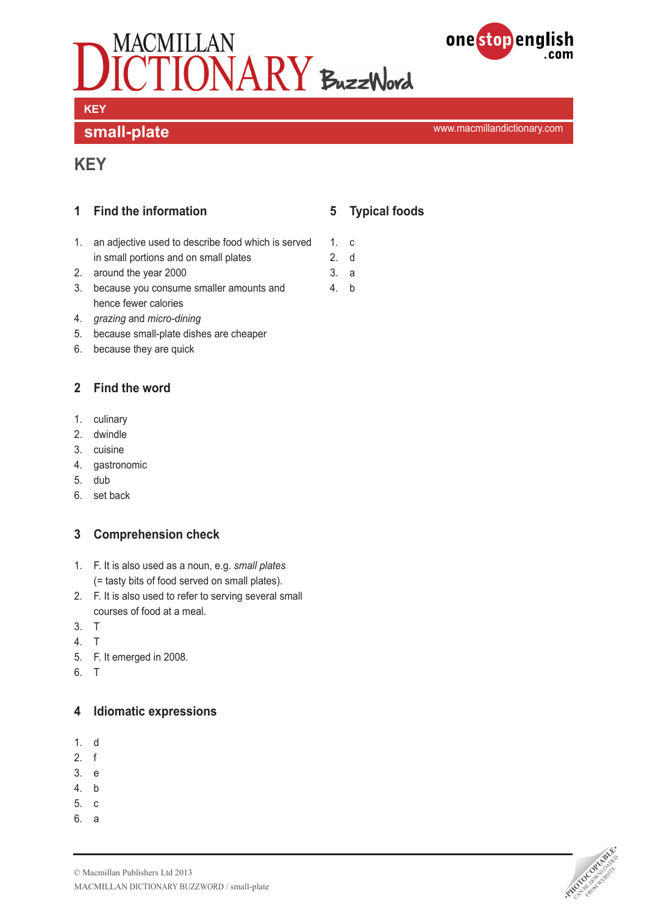# KEY

## small-plate

www.macmillandictionary.com

# KEY

## 1 Find the information

1. an adjective used to describe food which is served in small portions and on small plates
2. around the year 2000
3. because you consume smaller amounts and hence fewer calories
4. *grazing* and *micro-dining*
5. because small-plate dishes are cheaper
6. because they are quick

## 2 Find the word

1. culinary
2. dwindle
3. cuisine
4. gastronomic
5. dub
6. set back

## 3 Comprehension check

1. F. It is also used as a noun, e.g. *small plates* (= tasty bits of food served on small plates).
2. F. It is also used to refer to serving several small courses of food at a meal.
3. T
4. T
5. F. It emerged in 2008.
6. T

## 4 Idiomatic expressions

1. d
2. f
3. e
4. b
5. c
6. a

## 5 Typical foods

1. c
2. d
3. a
4. b

© Macmillan Publishers Ltd 2013
MACMILLAN DICTIONARY BUZZWORD / small-plate